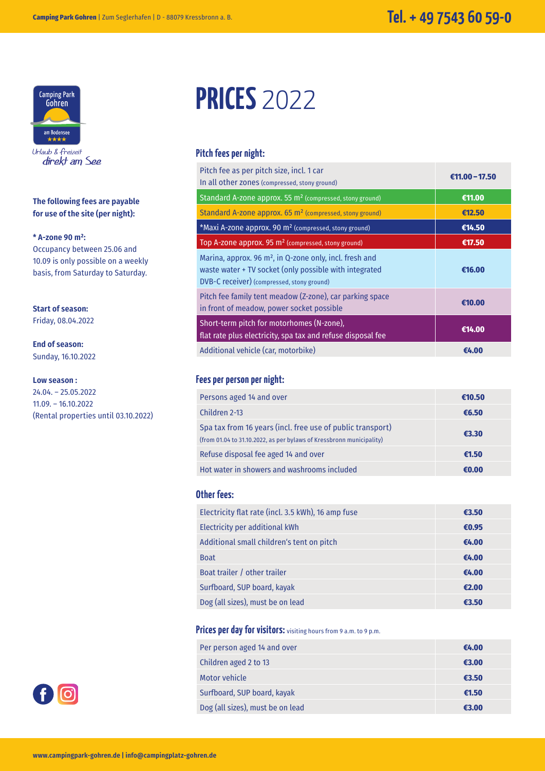Camping Park Gohren | Zum Seglerhafen | D - 88079 Kressbronn a. B.

Tel. + 49 7543 60 59-0

Camping Park Gohren am Bodensee ★★★★

Urlaub & Freizeit direkt am See

**The following fees are payable for use of the site (per night):**

**\* A-zone 90 m²:**
Occupancy between 25.06 and 10.09 is only possible on a weekly basis, from Saturday to Saturday.

**Start of season:**
Friday, 08.04.2022

**End of season:**
Sunday, 16.10.2022

**Low season :**
24.04. – 25.05.2022
11.09. – 16.10.2022
(Rental properties until 03.10.2022)

# PRICES 2022

## Pitch fees per night:

| Pitch fee | Price |
| --- | --- |
| Pitch fee as per pitch size, incl. 1 car<br>In all other zones (compressed, stony ground) | **€11.00 – 17.50** |
| Standard A-zone approx. 55 m² (compressed, stony ground) | **€11.00** |
| Standard A-zone approx. 65 m² (compressed, stony ground) | **€12.50** |
| \*Maxi A-zone approx. 90 m² (compressed, stony ground) | **€14.50** |
| Top A-zone approx. 95 m² (compressed, stony ground) | **€17.50** |
| Marina, approx. 96 m², in Q-zone only, incl. fresh and waste water + TV socket (only possible with integrated DVB-C receiver) (compressed, stony ground) | **€16.00** |
| Pitch fee family tent meadow (Z-zone), car parking space in front of meadow, power socket possible | **€10.00** |
| Short-term pitch for motorhomes (N-zone), flat rate plus electricity, spa tax and refuse disposal fee | **€14.00** |
| Additional vehicle (car, motorbike) | **€4.00** |

## Fees per person per night:

| Fee | Price |
| --- | --- |
| Persons aged 14 and over | **€10.50** |
| Children 2-13 | **€6.50** |
| Spa tax from 16 years (incl. free use of public transport)<br>(from 01.04 to 31.10.2022, as per bylaws of Kressbronn municipality) | **€3.30** |
| Refuse disposal fee aged 14 and over | **€1.50** |
| Hot water in showers and washrooms included | **€0.00** |

## Other fees:

| Fee | Price |
| --- | --- |
| Electricity flat rate (incl. 3.5 kWh), 16 amp fuse | **€3.50** |
| Electricity per additional kWh | **€0.95** |
| Additional small children's tent on pitch | **€4.00** |
| Boat | **€4.00** |
| Boat trailer / other trailer | **€4.00** |
| Surfboard, SUP board, kayak | **€2.00** |
| Dog (all sizes), must be on lead | **€3.50** |

## Prices per day for visitors: visiting hours from 9 a.m. to 9 p.m.

| Item | Price |
| --- | --- |
| Per person aged 14 and over | **€4.00** |
| Children aged 2 to 13 | **€3.00** |
| Motor vehicle | **€3.50** |
| Surfboard, SUP board, kayak | **€1.50** |
| Dog (all sizes), must be on lead | **€3.00** |

www.campingpark-gohren.de | info@campingplatz-gohren.de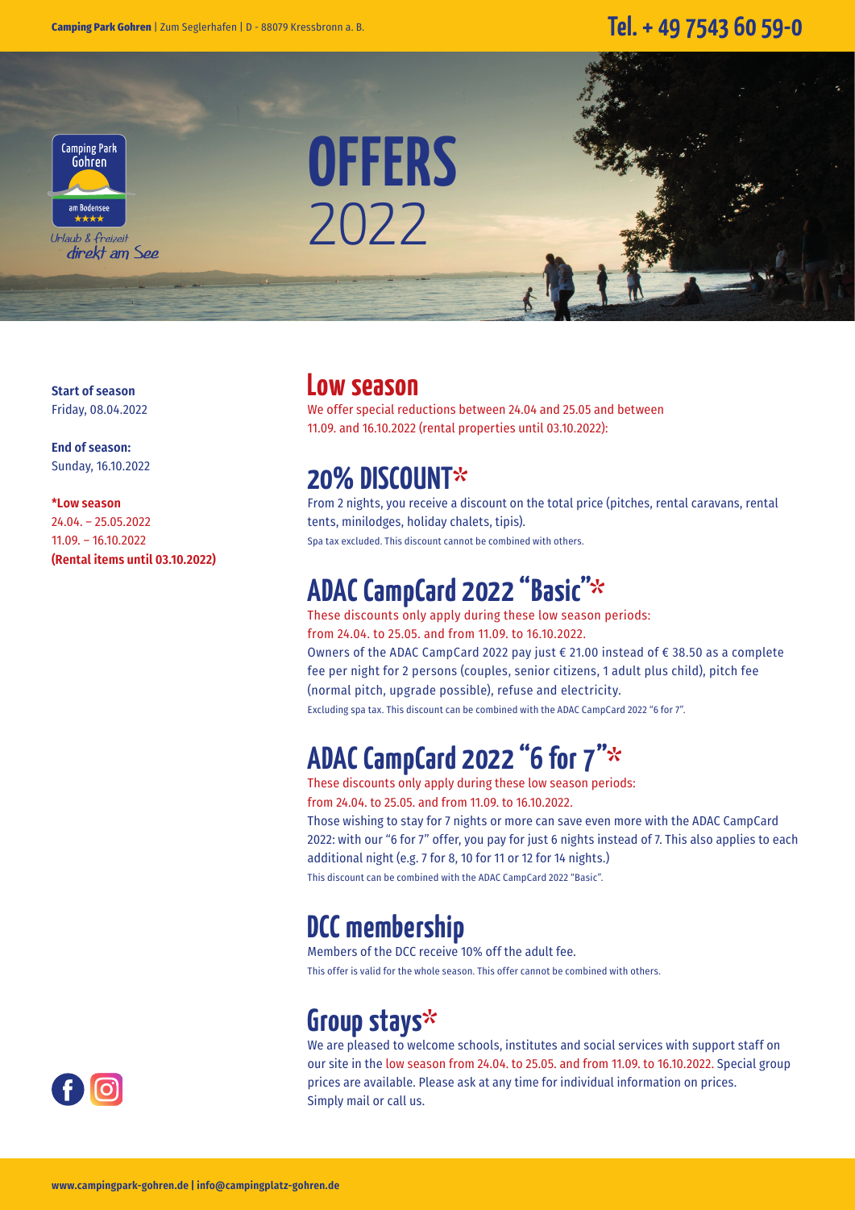# OFFERS 2022

**Start of season**
Friday, 08.04.2022

**End of season:**
Sunday, 16.10.2022

***Low season**
24.04. – 25.05.2022
11.09. – 16.10.2022
**(Rental items until 03.10.2022)**

## Low season

We offer special reductions between 24.04 and 25.05 and between 11.09. and 16.10.2022 (rental properties until 03.10.2022):

## 20% DISCOUNT*

From 2 nights, you receive a discount on the total price (pitches, rental caravans, rental tents, minilodges, holiday chalets, tipis).

Spa tax excluded. This discount cannot be combined with others.

## ADAC CampCard 2022 "Basic"*

These discounts only apply during these low season periods:
from 24.04. to 25.05. and from 11.09. to 16.10.2022.

Owners of the ADAC CampCard 2022 pay just € 21.00 instead of € 38.50 as a complete fee per night for 2 persons (couples, senior citizens, 1 adult plus child), pitch fee (normal pitch, upgrade possible), refuse and electricity.

Excluding spa tax. This discount can be combined with the ADAC CampCard 2022 "6 for 7".

## ADAC CampCard 2022 "6 for 7"*

These discounts only apply during these low season periods:
from 24.04. to 25.05. and from 11.09. to 16.10.2022.

Those wishing to stay for 7 nights or more can save even more with the ADAC CampCard 2022: with our "6 for 7" offer, you pay for just 6 nights instead of 7. This also applies to each additional night (e.g. 7 for 8, 10 for 11 or 12 for 14 nights.)

This discount can be combined with the ADAC CampCard 2022 "Basic".

## DCC membership

Members of the DCC receive 10% off the adult fee.

This offer is valid for the whole season. This offer cannot be combined with others.

## Group stays*

We are pleased to welcome schools, institutes and social services with support staff on our site in the low season from 24.04. to 25.05. and from 11.09. to 16.10.2022. Special group prices are available. Please ask at any time for individual information on prices. Simply mail or call us.

www.campingpark-gohren.de | info@campingplatz-gohren.de